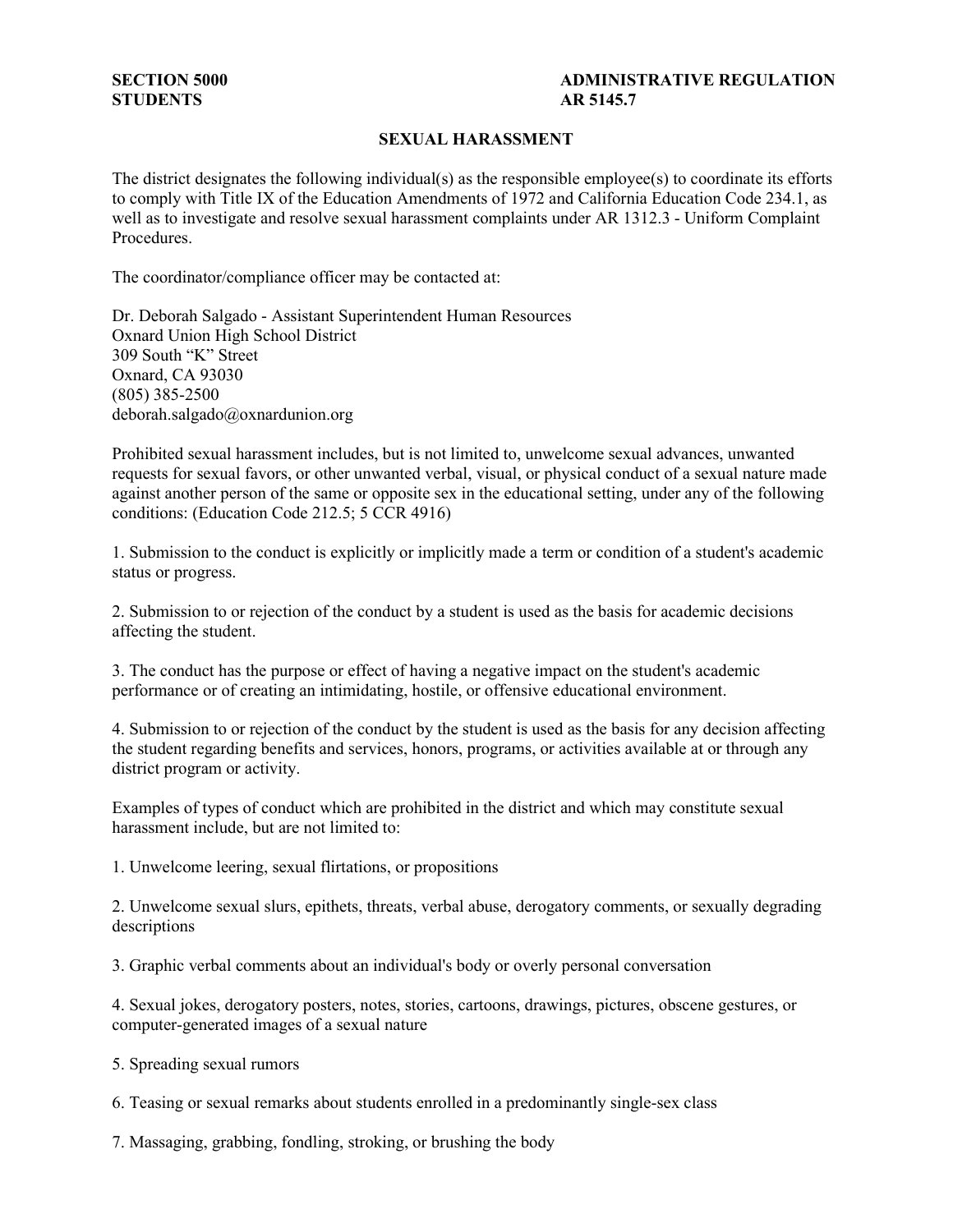**SECTION 5000**
**STUDENTS**

**ADMINISTRATIVE REGULATION**
**AR 5145.7**

## SEXUAL HARASSMENT

The district designates the following individual(s) as the responsible employee(s) to coordinate its efforts to comply with Title IX of the Education Amendments of 1972 and California Education Code 234.1, as well as to investigate and resolve sexual harassment complaints under AR 1312.3 - Uniform Complaint Procedures.

The coordinator/compliance officer may be contacted at:

Dr. Deborah Salgado - Assistant Superintendent Human Resources
Oxnard Union High School District
309 South "K" Street
Oxnard, CA 93030
(805) 385-2500
deborah.salgado@oxnardunion.org

Prohibited sexual harassment includes, but is not limited to, unwelcome sexual advances, unwanted requests for sexual favors, or other unwanted verbal, visual, or physical conduct of a sexual nature made against another person of the same or opposite sex in the educational setting, under any of the following conditions: (Education Code 212.5; 5 CCR 4916)

1. Submission to the conduct is explicitly or implicitly made a term or condition of a student's academic status or progress.

2. Submission to or rejection of the conduct by a student is used as the basis for academic decisions affecting the student.

3. The conduct has the purpose or effect of having a negative impact on the student's academic performance or of creating an intimidating, hostile, or offensive educational environment.

4. Submission to or rejection of the conduct by the student is used as the basis for any decision affecting the student regarding benefits and services, honors, programs, or activities available at or through any district program or activity.

Examples of types of conduct which are prohibited in the district and which may constitute sexual harassment include, but are not limited to:

1. Unwelcome leering, sexual flirtations, or propositions

2. Unwelcome sexual slurs, epithets, threats, verbal abuse, derogatory comments, or sexually degrading descriptions

3. Graphic verbal comments about an individual's body or overly personal conversation

4. Sexual jokes, derogatory posters, notes, stories, cartoons, drawings, pictures, obscene gestures, or computer-generated images of a sexual nature

5. Spreading sexual rumors

6. Teasing or sexual remarks about students enrolled in a predominantly single-sex class

7. Massaging, grabbing, fondling, stroking, or brushing the body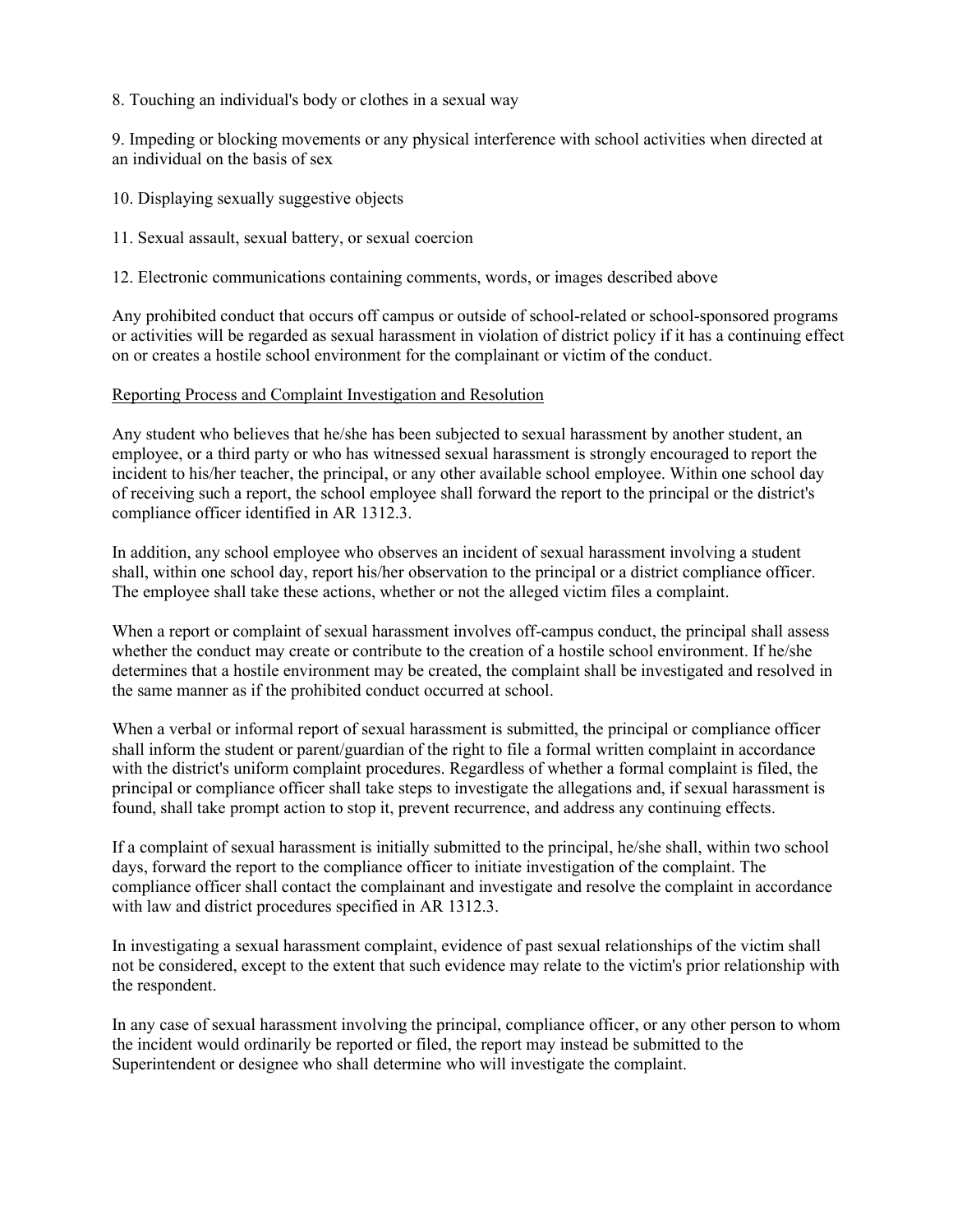8. Touching an individual's body or clothes in a sexual way

9. Impeding or blocking movements or any physical interference with school activities when directed at an individual on the basis of sex

10. Displaying sexually suggestive objects

11. Sexual assault, sexual battery, or sexual coercion

12. Electronic communications containing comments, words, or images described above

Any prohibited conduct that occurs off campus or outside of school-related or school-sponsored programs or activities will be regarded as sexual harassment in violation of district policy if it has a continuing effect on or creates a hostile school environment for the complainant or victim of the conduct.

<u>Reporting Process and Complaint Investigation and Resolution</u>

Any student who believes that he/she has been subjected to sexual harassment by another student, an employee, or a third party or who has witnessed sexual harassment is strongly encouraged to report the incident to his/her teacher, the principal, or any other available school employee. Within one school day of receiving such a report, the school employee shall forward the report to the principal or the district's compliance officer identified in AR 1312.3.

In addition, any school employee who observes an incident of sexual harassment involving a student shall, within one school day, report his/her observation to the principal or a district compliance officer. The employee shall take these actions, whether or not the alleged victim files a complaint.

When a report or complaint of sexual harassment involves off-campus conduct, the principal shall assess whether the conduct may create or contribute to the creation of a hostile school environment. If he/she determines that a hostile environment may be created, the complaint shall be investigated and resolved in the same manner as if the prohibited conduct occurred at school.

When a verbal or informal report of sexual harassment is submitted, the principal or compliance officer shall inform the student or parent/guardian of the right to file a formal written complaint in accordance with the district's uniform complaint procedures. Regardless of whether a formal complaint is filed, the principal or compliance officer shall take steps to investigate the allegations and, if sexual harassment is found, shall take prompt action to stop it, prevent recurrence, and address any continuing effects.

If a complaint of sexual harassment is initially submitted to the principal, he/she shall, within two school days, forward the report to the compliance officer to initiate investigation of the complaint. The compliance officer shall contact the complainant and investigate and resolve the complaint in accordance with law and district procedures specified in AR 1312.3.

In investigating a sexual harassment complaint, evidence of past sexual relationships of the victim shall not be considered, except to the extent that such evidence may relate to the victim's prior relationship with the respondent.

In any case of sexual harassment involving the principal, compliance officer, or any other person to whom the incident would ordinarily be reported or filed, the report may instead be submitted to the Superintendent or designee who shall determine who will investigate the complaint.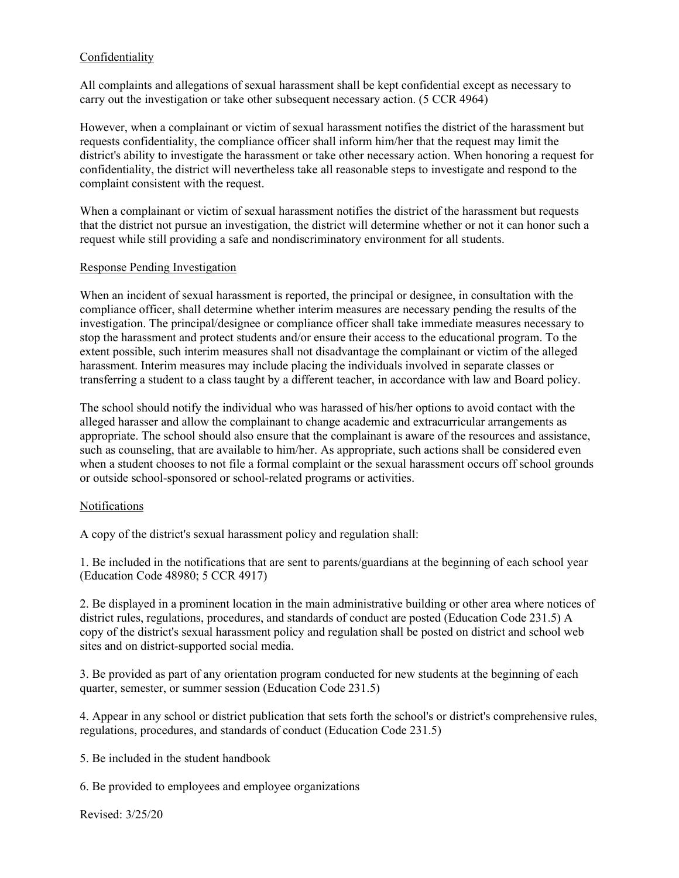## Confidentiality

All complaints and allegations of sexual harassment shall be kept confidential except as necessary to carry out the investigation or take other subsequent necessary action. (5 CCR 4964)

However, when a complainant or victim of sexual harassment notifies the district of the harassment but requests confidentiality, the compliance officer shall inform him/her that the request may limit the district's ability to investigate the harassment or take other necessary action. When honoring a request for confidentiality, the district will nevertheless take all reasonable steps to investigate and respond to the complaint consistent with the request.

When a complainant or victim of sexual harassment notifies the district of the harassment but requests that the district not pursue an investigation, the district will determine whether or not it can honor such a request while still providing a safe and nondiscriminatory environment for all students.

## Response Pending Investigation

When an incident of sexual harassment is reported, the principal or designee, in consultation with the compliance officer, shall determine whether interim measures are necessary pending the results of the investigation. The principal/designee or compliance officer shall take immediate measures necessary to stop the harassment and protect students and/or ensure their access to the educational program. To the extent possible, such interim measures shall not disadvantage the complainant or victim of the alleged harassment. Interim measures may include placing the individuals involved in separate classes or transferring a student to a class taught by a different teacher, in accordance with law and Board policy.

The school should notify the individual who was harassed of his/her options to avoid contact with the alleged harasser and allow the complainant to change academic and extracurricular arrangements as appropriate. The school should also ensure that the complainant is aware of the resources and assistance, such as counseling, that are available to him/her. As appropriate, such actions shall be considered even when a student chooses to not file a formal complaint or the sexual harassment occurs off school grounds or outside school-sponsored or school-related programs or activities.

## Notifications

A copy of the district's sexual harassment policy and regulation shall:

1. Be included in the notifications that are sent to parents/guardians at the beginning of each school year (Education Code 48980; 5 CCR 4917)

2. Be displayed in a prominent location in the main administrative building or other area where notices of district rules, regulations, procedures, and standards of conduct are posted (Education Code 231.5) A copy of the district's sexual harassment policy and regulation shall be posted on district and school web sites and on district-supported social media.

3. Be provided as part of any orientation program conducted for new students at the beginning of each quarter, semester, or summer session (Education Code 231.5)

4. Appear in any school or district publication that sets forth the school's or district's comprehensive rules, regulations, procedures, and standards of conduct (Education Code 231.5)

5. Be included in the student handbook

6. Be provided to employees and employee organizations

Revised: 3/25/20